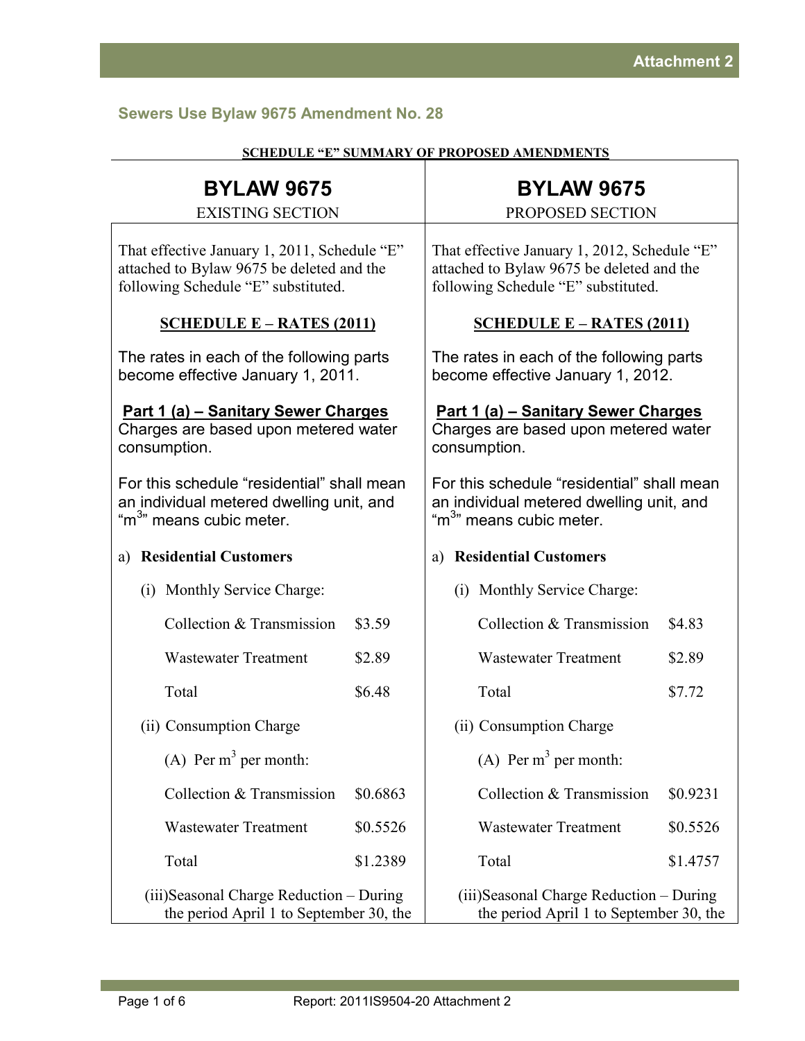Attachment 2

## Sewers Use Bylaw 9675 Amendment No. 28

**SCHEDULE "E" SUMMARY OF PROPOSED AMENDMENTS**

| BYLAW 9675<br>EXISTING SECTION | BYLAW 9675<br>PROPOSED SECTION |
|---|---|
| That effective January 1, 2011, Schedule "E" attached to Bylaw 9675 be deleted and the following Schedule "E" substituted. | That effective January 1, 2012, Schedule "E" attached to Bylaw 9675 be deleted and the following Schedule "E" substituted. |
| **SCHEDULE E – RATES (2011)** | **SCHEDULE E – RATES (2011)** |
| The rates in each of the following parts become effective January 1, 2011. | The rates in each of the following parts become effective January 1, 2012. |
| **Part 1 (a) – Sanitary Sewer Charges**<br>Charges are based upon metered water consumption. | **Part 1 (a) – Sanitary Sewer Charges**<br>Charges are based upon metered water consumption. |
| For this schedule "residential" shall mean an individual metered dwelling unit, and "$m^3$" means cubic meter. | For this schedule "residential" shall mean an individual metered dwelling unit, and "$m^3$" means cubic meter. |
| a) **Residential Customers** | a) **Residential Customers** |
| (i) Monthly Service Charge: | (i) Monthly Service Charge: |
| Collection & Transmission $3.59 | Collection & Transmission $4.83 |
| Wastewater Treatment $2.89 | Wastewater Treatment $2.89 |
| Total $6.48 | Total $7.72 |
| (ii) Consumption Charge | (ii) Consumption Charge |
| (A) Per $m^3$ per month: | (A) Per $m^3$ per month: |
| Collection & Transmission $0.6863 | Collection & Transmission $0.9231 |
| Wastewater Treatment $0.5526 | Wastewater Treatment $0.5526 |
| Total $1.2389 | Total $1.4757 |
| (iii) Seasonal Charge Reduction – During the period April 1 to September 30, the | (iii) Seasonal Charge Reduction – During the period April 1 to September 30, the |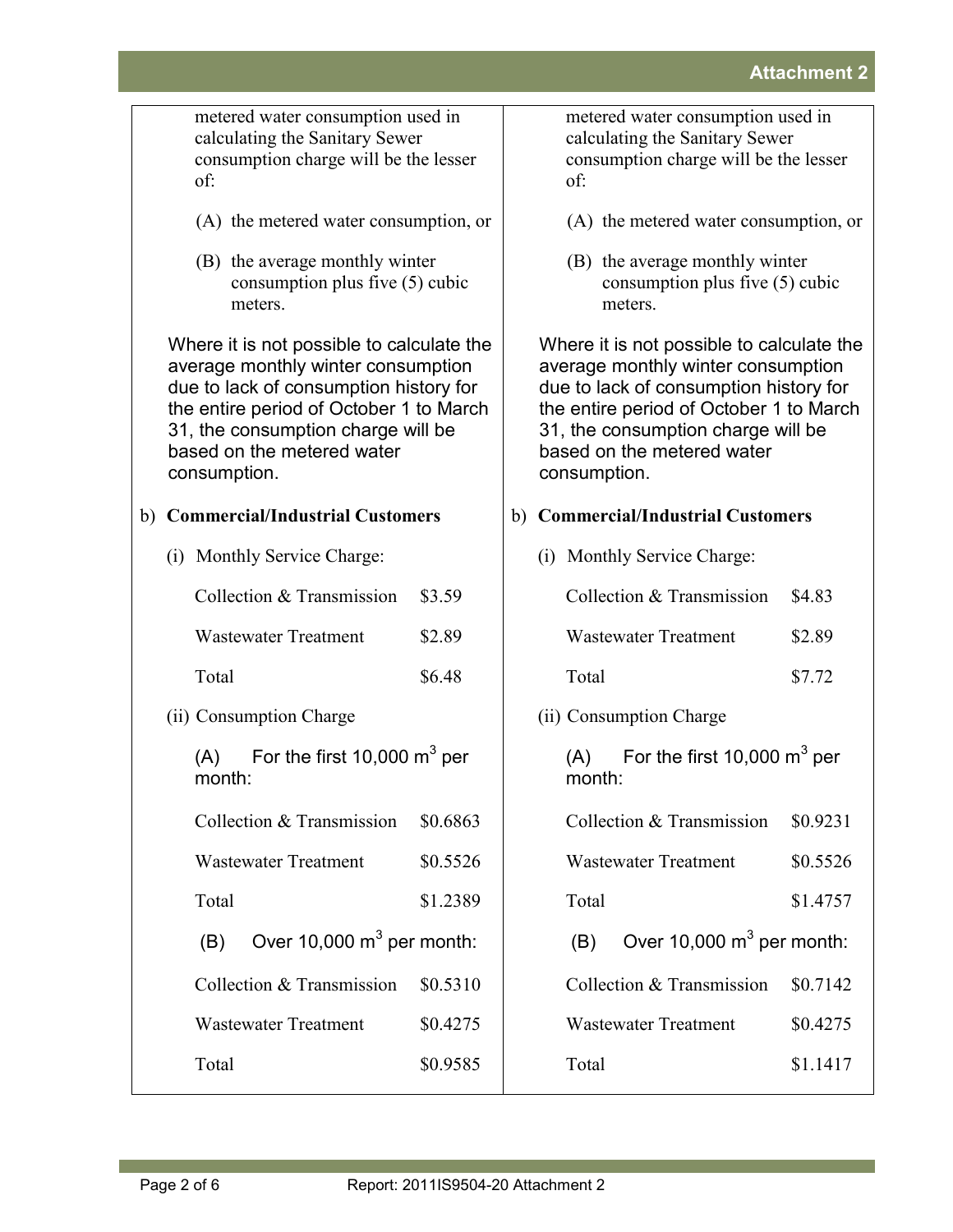| | |
|---|---|
| metered water consumption used in calculating the Sanitary Sewer consumption charge will be the lesser of: | metered water consumption used in calculating the Sanitary Sewer consumption charge will be the lesser of: |
| (A) the metered water consumption, or | (A) the metered water consumption, or |
| (B) the average monthly winter consumption plus five (5) cubic meters. | (B) the average monthly winter consumption plus five (5) cubic meters. |
| Where it is not possible to calculate the average monthly winter consumption due to lack of consumption history for the entire period of October 1 to March 31, the consumption charge will be based on the metered water consumption. | Where it is not possible to calculate the average monthly winter consumption due to lack of consumption history for the entire period of October 1 to March 31, the consumption charge will be based on the metered water consumption. |
| b) **Commercial/Industrial Customers** | b) **Commercial/Industrial Customers** |
| (i) Monthly Service Charge: | (i) Monthly Service Charge: |
| Collection & Transmission $3.59 | Collection & Transmission $4.83 |
| Wastewater Treatment $2.89 | Wastewater Treatment $2.89 |
| Total $6.48 | Total $7.72 |
| (ii) Consumption Charge | (ii) Consumption Charge |
| (A) For the first 10,000 $m^3$ per month: | (A) For the first 10,000 $m^3$ per month: |
| Collection & Transmission $0.6863 | Collection & Transmission $0.9231 |
| Wastewater Treatment $0.5526 | Wastewater Treatment $0.5526 |
| Total $1.2389 | Total $1.4757 |
| (B) Over 10,000 $m^3$ per month: | (B) Over 10,000 $m^3$ per month: |
| Collection & Transmission $0.5310 | Collection & Transmission $0.7142 |
| Wastewater Treatment $0.4275 | Wastewater Treatment $0.4275 |
| Total $0.9585 | Total $1.1417 |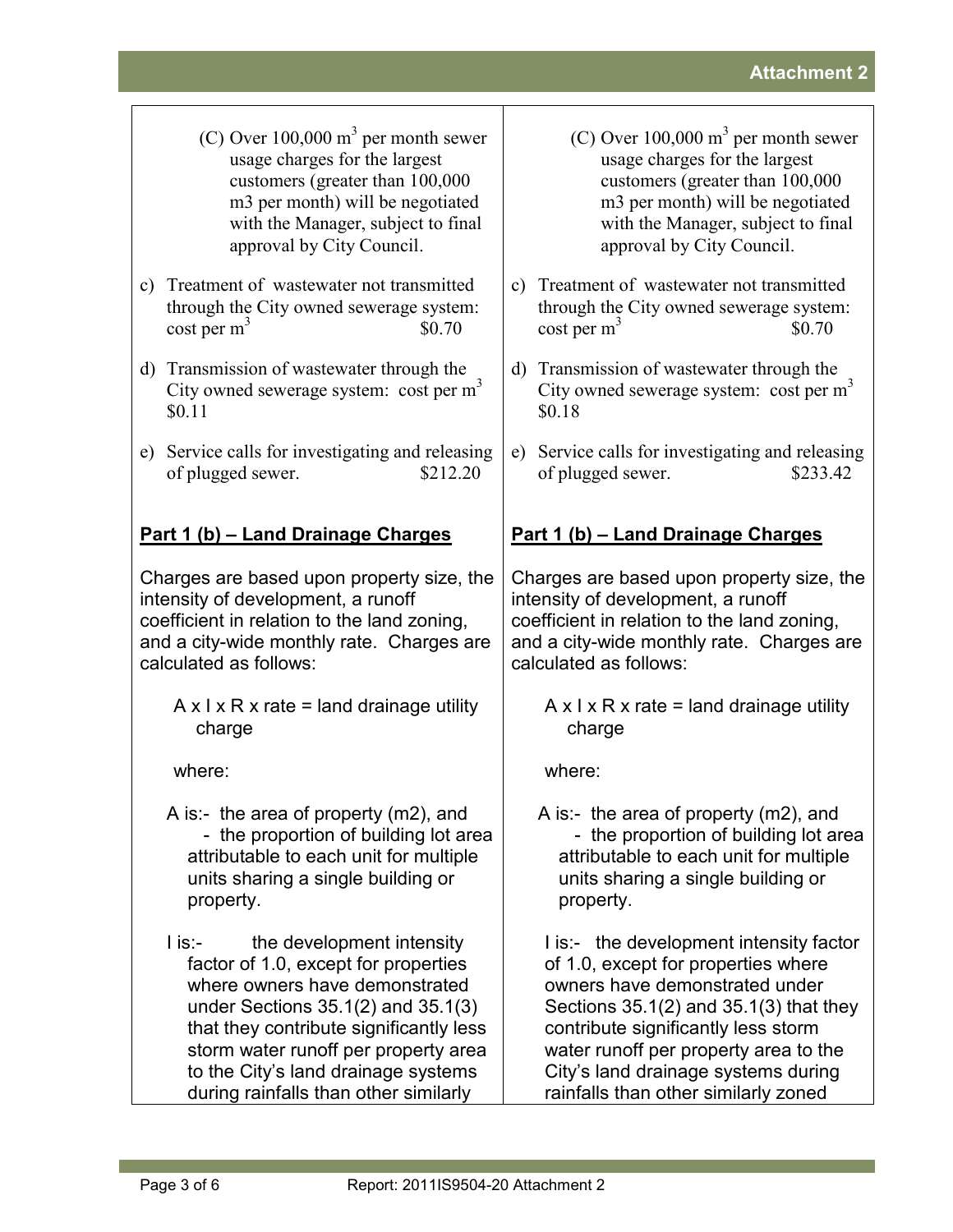| | |
|---|---|
| (C) Over 100,000 $m^3$ per month sewer usage charges for the largest customers (greater than 100,000 m3 per month) will be negotiated with the Manager, subject to final approval by City Council. | (C) Over 100,000 $m^3$ per month sewer usage charges for the largest customers (greater than 100,000 m3 per month) will be negotiated with the Manager, subject to final approval by City Council. |
| c) Treatment of wastewater not transmitted through the City owned sewerage system: cost per $m^3$ $0.70 | c) Treatment of wastewater not transmitted through the City owned sewerage system: cost per $m^3$ $0.70 |
| d) Transmission of wastewater through the City owned sewerage system: cost per $m^3$ $0.11 | d) Transmission of wastewater through the City owned sewerage system: cost per $m^3$ $0.18 |
| e) Service calls for investigating and releasing of plugged sewer. $212.20 | e) Service calls for investigating and releasing of plugged sewer. $233.42 |
| **<u>Part 1 (b) – Land Drainage Charges</u>** | **<u>Part 1 (b) – Land Drainage Charges</u>** |
| Charges are based upon property size, the intensity of development, a runoff coefficient in relation to the land zoning, and a city-wide monthly rate. Charges are calculated as follows: | Charges are based upon property size, the intensity of development, a runoff coefficient in relation to the land zoning, and a city-wide monthly rate. Charges are calculated as follows: |
| A x I x R x rate = land drainage utility charge | A x I x R x rate = land drainage utility charge |
| where: | where: |
| A is:- the area of property (m2), and - the proportion of building lot area attributable to each unit for multiple units sharing a single building or property. | A is:- the area of property (m2), and - the proportion of building lot area attributable to each unit for multiple units sharing a single building or property. |
| I is:- the development intensity factor of 1.0, except for properties where owners have demonstrated under Sections 35.1(2) and 35.1(3) that they contribute significantly less storm water runoff per property area to the City's land drainage systems during rainfalls than other similarly | I is:- the development intensity factor of 1.0, except for properties where owners have demonstrated under Sections 35.1(2) and 35.1(3) that they contribute significantly less storm water runoff per property area to the City's land drainage systems during rainfalls than other similarly zoned |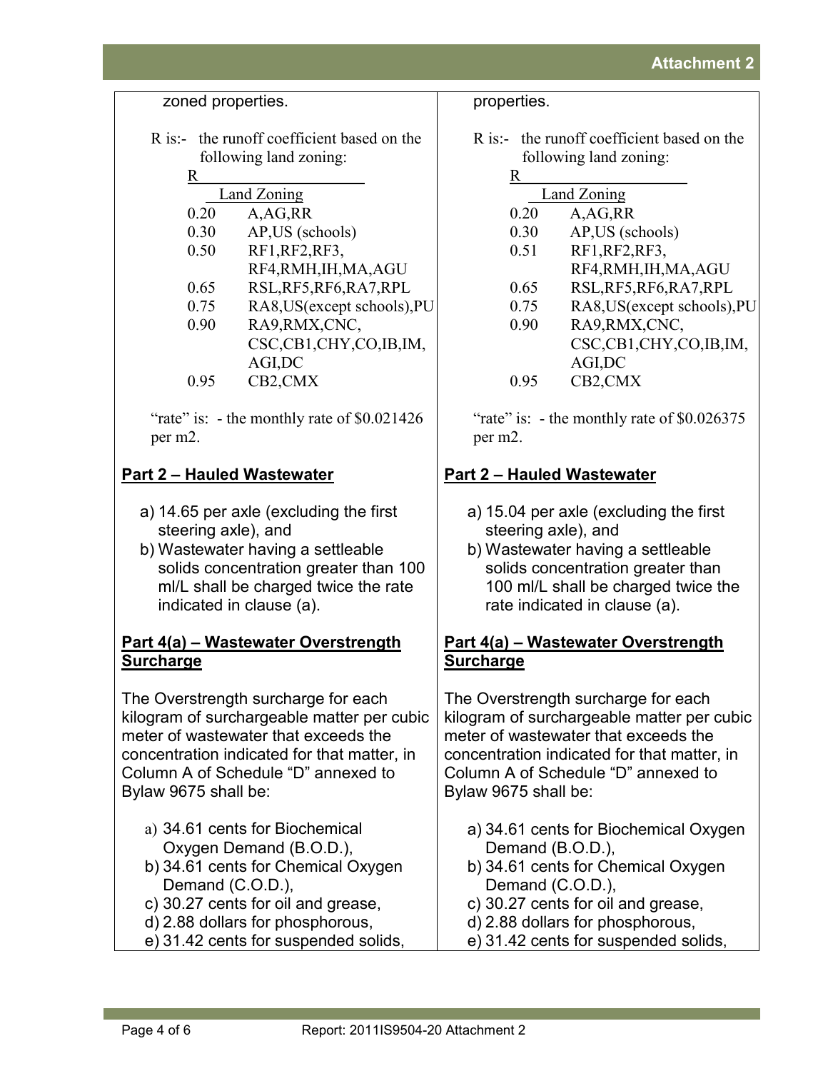| | |
|---|---|
| zoned properties. | properties. |
| R is:- the runoff coefficient based on the following land zoning: | R is:- the runoff coefficient based on the following land zoning: |
| R / Land Zoning<br>0.20 A,AG,RR<br>0.30 AP,US (schools)<br>0.50 RF1,RF2,RF3, RF4,RMH,IH,MA,AGU<br>0.65 RSL,RF5,RF6,RA7,RPL<br>0.75 RA8,US(except schools),PU<br>0.90 RA9,RMX,CNC, CSC,CB1,CHY,CO,IB,IM, AGI,DC<br>0.95 CB2,CMX | R / Land Zoning<br>0.20 A,AG,RR<br>0.30 AP,US (schools)<br>0.51 RF1,RF2,RF3, RF4,RMH,IH,MA,AGU<br>0.65 RSL,RF5,RF6,RA7,RPL<br>0.75 RA8,US(except schools),PU<br>0.90 RA9,RMX,CNC, CSC,CB1,CHY,CO,IB,IM, AGI,DC<br>0.95 CB2,CMX |
| "rate" is: - the monthly rate of $0.021426 per m2. | "rate" is: - the monthly rate of $0.026375 per m2. |
| **<u>Part 2 – Hauled Wastewater</u>** | **<u>Part 2 – Hauled Wastewater</u>** |
| a) 14.65 per axle (excluding the first steering axle), and<br>b) Wastewater having a settleable solids concentration greater than 100 ml/L shall be charged twice the rate indicated in clause (a). | a) 15.04 per axle (excluding the first steering axle), and<br>b) Wastewater having a settleable solids concentration greater than 100 ml/L shall be charged twice the rate indicated in clause (a). |
| **<u>Part 4(a) – Wastewater Overstrength Surcharge</u>** | **<u>Part 4(a) – Wastewater Overstrength Surcharge</u>** |
| The Overstrength surcharge for each kilogram of surchargeable matter per cubic meter of wastewater that exceeds the concentration indicated for that matter, in Column A of Schedule "D" annexed to Bylaw 9675 shall be: | The Overstrength surcharge for each kilogram of surchargeable matter per cubic meter of wastewater that exceeds the concentration indicated for that matter, in Column A of Schedule "D" annexed to Bylaw 9675 shall be: |
| a) 34.61 cents for Biochemical Oxygen Demand (B.O.D.),<br>b) 34.61 cents for Chemical Oxygen Demand (C.O.D.),<br>c) 30.27 cents for oil and grease,<br>d) 2.88 dollars for phosphorous,<br>e) 31.42 cents for suspended solids, | a) 34.61 cents for Biochemical Oxygen Demand (B.O.D.),<br>b) 34.61 cents for Chemical Oxygen Demand (C.O.D.),<br>c) 30.27 cents for oil and grease,<br>d) 2.88 dollars for phosphorous,<br>e) 31.42 cents for suspended solids, |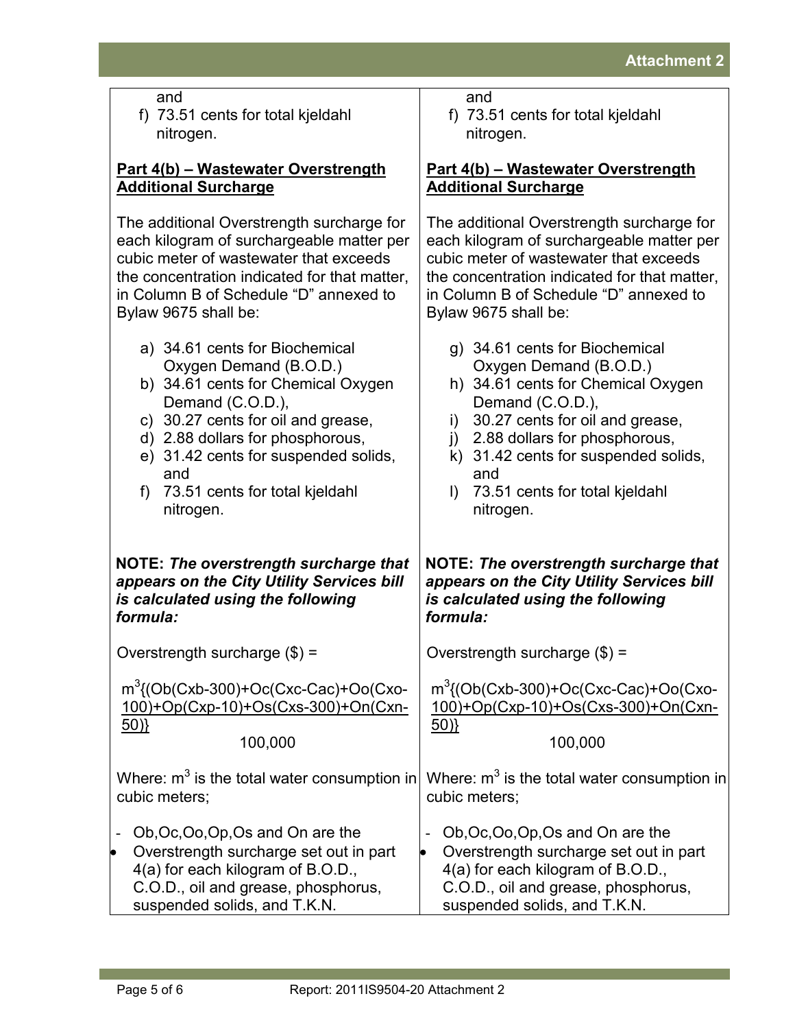| | |
|---|---|
| and<br>f) 73.51 cents for total kjeldahl nitrogen. | and<br>f) 73.51 cents for total kjeldahl nitrogen. |
| **<u>Part 4(b) – Wastewater Overstrength Additional Surcharge</u>** | **<u>Part 4(b) – Wastewater Overstrength Additional Surcharge</u>** |
| The additional Overstrength surcharge for each kilogram of surchargeable matter per cubic meter of wastewater that exceeds the concentration indicated for that matter, in Column B of Schedule "D" annexed to Bylaw 9675 shall be: | The additional Overstrength surcharge for each kilogram of surchargeable matter per cubic meter of wastewater that exceeds the concentration indicated for that matter, in Column B of Schedule "D" annexed to Bylaw 9675 shall be: |
| a) 34.61 cents for Biochemical Oxygen Demand (B.O.D.)<br>b) 34.61 cents for Chemical Oxygen Demand (C.O.D.),<br>c) 30.27 cents for oil and grease,<br>d) 2.88 dollars for phosphorous,<br>e) 31.42 cents for suspended solids, and<br>f) 73.51 cents for total kjeldahl nitrogen. | g) 34.61 cents for Biochemical Oxygen Demand (B.O.D.)<br>h) 34.61 cents for Chemical Oxygen Demand (C.O.D.),<br>i) 30.27 cents for oil and grease,<br>j) 2.88 dollars for phosphorous,<br>k) 31.42 cents for suspended solids, and<br>l) 73.51 cents for total kjeldahl nitrogen. |
| **NOTE:** ***The overstrength surcharge that appears on the City Utility Services bill is calculated using the following formula:*** | **NOTE:** ***The overstrength surcharge that appears on the City Utility Services bill is calculated using the following formula:*** |
| Overstrength surcharge ($) =<br>$\frac{m^3\{(Ob(Cxb-300)+Oc(Cxc-Cac)+Oo(Cxo-100)+Op(Cxp-10)+Os(Cxs-300)+On(Cxn-50)\}}{100,000}$ | Overstrength surcharge ($) =<br>$\frac{m^3\{(Ob(Cxb-300)+Oc(Cxc-Cac)+Oo(Cxo-100)+Op(Cxp-10)+Os(Cxs-300)+On(Cxn-50)\}}{100,000}$ |
| Where: $m^3$ is the total water consumption in cubic meters; | Where: $m^3$ is the total water consumption in cubic meters; |
| - Ob,Oc,Oo,Op,Os and On are the<br>• Overstrength surcharge set out in part 4(a) for each kilogram of B.O.D., C.O.D., oil and grease, phosphorus, suspended solids, and T.K.N. | - Ob,Oc,Oo,Op,Os and On are the<br>• Overstrength surcharge set out in part 4(a) for each kilogram of B.O.D., C.O.D., oil and grease, phosphorus, suspended solids, and T.K.N. |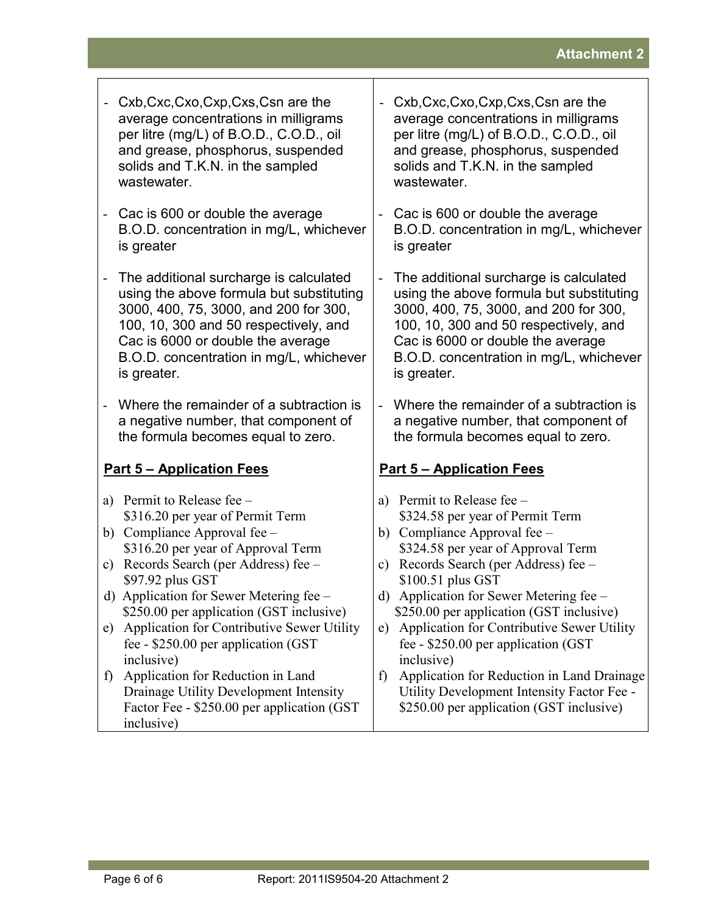| | |
|---|---|
| - Cxb,Cxc,Cxo,Cxp,Cxs,Csn are the average concentrations in milligrams per litre (mg/L) of B.O.D., C.O.D., oil and grease, phosphorus, suspended solids and T.K.N. in the sampled wastewater. | - Cxb,Cxc,Cxo,Cxp,Cxs,Csn are the average concentrations in milligrams per litre (mg/L) of B.O.D., C.O.D., oil and grease, phosphorus, suspended solids and T.K.N. in the sampled wastewater. |
| - Cac is 600 or double the average B.O.D. concentration in mg/L, whichever is greater | - Cac is 600 or double the average B.O.D. concentration in mg/L, whichever is greater |
| - The additional surcharge is calculated using the above formula but substituting 3000, 400, 75, 3000, and 200 for 300, 100, 10, 300 and 50 respectively, and Cac is 6000 or double the average B.O.D. concentration in mg/L, whichever is greater. | - The additional surcharge is calculated using the above formula but substituting 3000, 400, 75, 3000, and 200 for 300, 100, 10, 300 and 50 respectively, and Cac is 6000 or double the average B.O.D. concentration in mg/L, whichever is greater. |
| - Where the remainder of a subtraction is a negative number, that component of the formula becomes equal to zero. | - Where the remainder of a subtraction is a negative number, that component of the formula becomes equal to zero. |
| **<u>Part 5 – Application Fees</u>** | **<u>Part 5 – Application Fees</u>** |
| a) Permit to Release fee – $316.20 per year of Permit Term | a) Permit to Release fee – $324.58 per year of Permit Term |
| b) Compliance Approval fee – $316.20 per year of Approval Term | b) Compliance Approval fee – $324.58 per year of Approval Term |
| c) Records Search (per Address) fee – $97.92 plus GST | c) Records Search (per Address) fee – $100.51 plus GST |
| d) Application for Sewer Metering fee – $250.00 per application (GST inclusive) | d) Application for Sewer Metering fee – $250.00 per application (GST inclusive) |
| e) Application for Contributive Sewer Utility fee - $250.00 per application (GST inclusive) | e) Application for Contributive Sewer Utility fee - $250.00 per application (GST inclusive) |
| f) Application for Reduction in Land Drainage Utility Development Intensity Factor Fee - $250.00 per application (GST inclusive) | f) Application for Reduction in Land Drainage Utility Development Intensity Factor Fee - $250.00 per application (GST inclusive) |